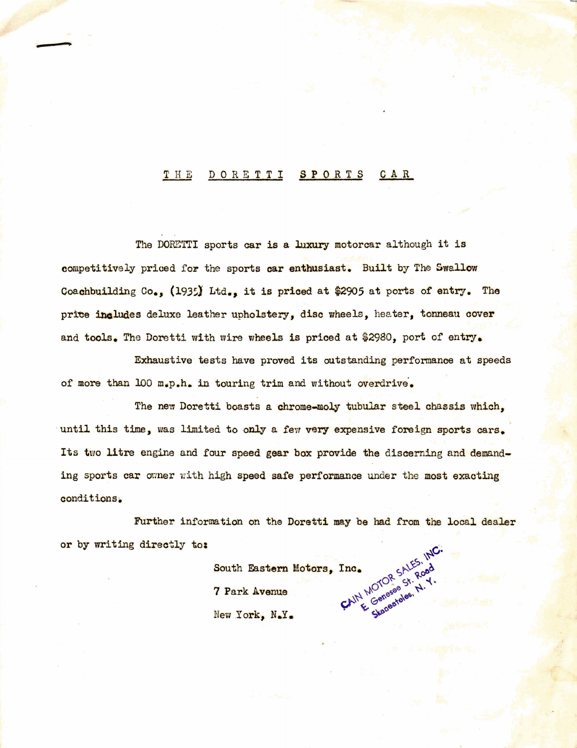# THE DORETTI SPORTS CAR

The DORETTI sports car is a luxury motorcar although it is competitively priced for the sports car enthusiast. Built by The Swallow Coachbuilding Co., (1935) Ltd., it is priced at $2905 at ports of entry. The price includes deluxe leather upholstery, disc wheels, heater, tonneau cover and tools. The Doretti with wire wheels is priced at $2980, port of entry.

Exhaustive tests have proved its outstanding performance at speeds of more than 100 m.p.h. in touring trim and without overdrive.

The new Doretti boasts a chrome-moly tubular steel chassis which, until this time, was limited to only a few very expensive foreign sports cars. Its two litre engine and four speed gear box provide the discerning and demanding sports car owner with high speed safe performance under the most exacting conditions.

Further information on the Doretti may be had from the local dealer or by writing directly to:

South Eastern Motors, Inc.
7 Park Avenue
New York, N.Y.

CAIN MOTOR SALES, INC.
E. Genesee St. Road
Skaneateles, N. Y.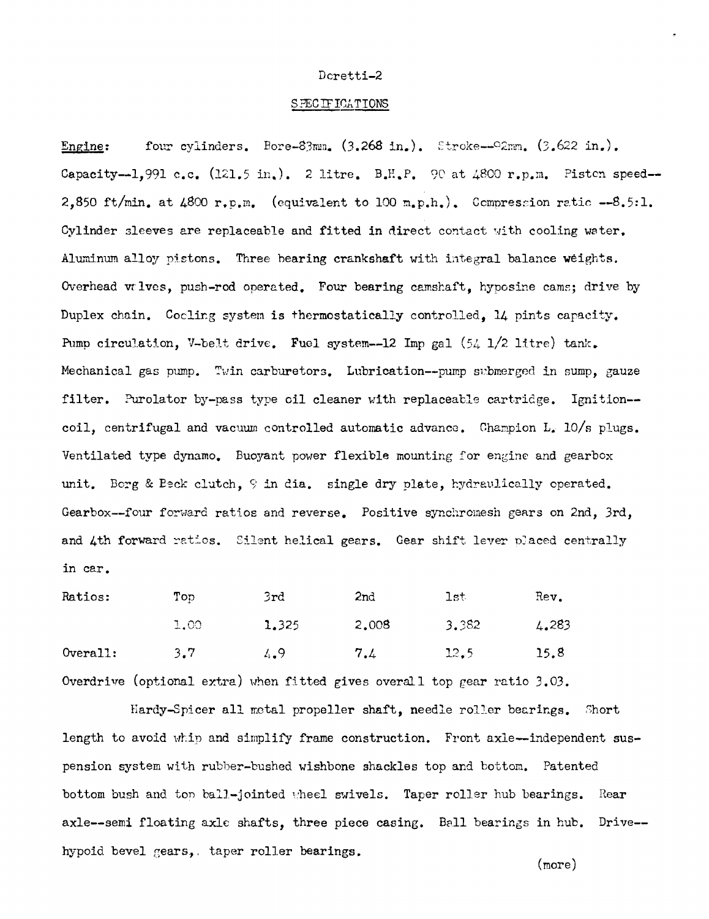## SPECIFICATIONS

**Engine:** four cylinders. Bore--83mm. (3.268 in.). Stroke--92mm. (3.622 in.). Capacity--1,991 c.c. (121.5 in.). 2 litre. B.H.P. 90 at 4800 r.p.m. Piston speed--2,850 ft/min. at 4800 r.p.m. (equivalent to 100 m.p.h.). Compression ratio --8.5:1. Cylinder sleeves are replaceable and fitted in direct contact with cooling water. Aluminum alloy pistons. Three bearing crankshaft with integral balance weights. Overhead valves, push-rod operated. Four bearing camshaft, hyposine cams; drive by Duplex chain. Cooling system is thermostatically controlled, 14 pints capacity. Pump circulation, V-belt drive. Fuel system--12 Imp gal (54 1/2 litre) tank. Mechanical gas pump. Twin carburetors. Lubrication--pump submerged in sump, gauze filter. Purolator by-pass type oil cleaner with replaceable cartridge. Ignition--coil, centrifugal and vacuum controlled automatic advance. Champion L. 10/s plugs. Ventilated type dynamo. Buoyant power flexible mounting for engine and gearbox unit. Borg & Beck clutch, 9 in dia. single dry plate, hydraulically operated. Gearbox--four forward ratios and reverse. Positive synchromesh gears on 2nd, 3rd, and 4th forward ratios. Silent helical gears. Gear shift lever placed centrally in car.

| Ratios: | Top | 3rd | 2nd | 1st | Rev. |
|---|---|---|---|---|---|
| | 1.00 | 1.325 | 2.008 | 3.382 | 4.283 |
| Overall: | 3.7 | 4.9 | 7.4 | 12.5 | 15.8 |

Overdrive (optional extra) when fitted gives overall top gear ratio 3.03.

Hardy-Spicer all metal propeller shaft, needle roller bearings. Short length to avoid whip and simplify frame construction. Front axle--independent suspension system with rubber-bushed wishbone shackles top and bottom. Patented bottom bush and top ball-jointed wheel swivels. Taper roller hub bearings. Rear axle--semi floating axle shafts, three piece casing. Ball bearings in hub. Drive--hypoid bevel gears,. taper roller bearings.

(more)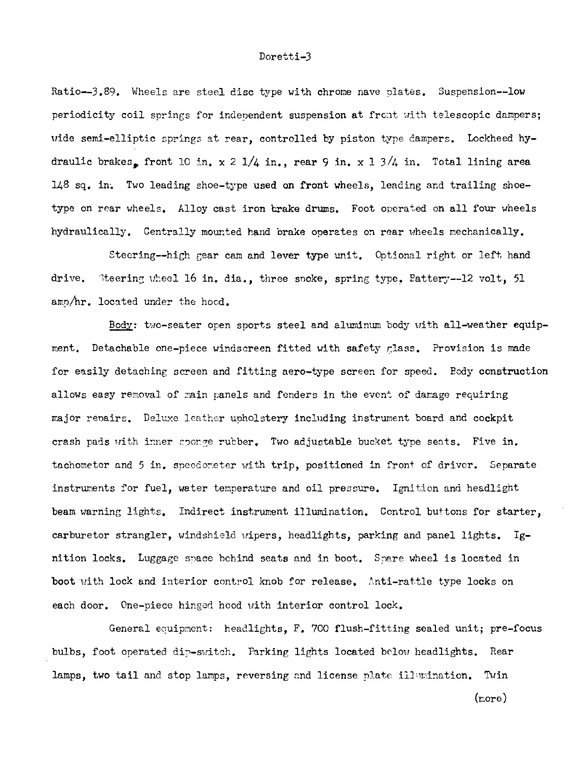Ratio--3.89. Wheels are steel disc type with chrome nave plates. Suspension--low periodicity coil springs for independent suspension at front with telescopic dampers; wide semi-elliptic springs at rear, controlled by piston type dampers. Lockheed hydraulic brakes, front 10 in. x 2 1/4 in., rear 9 in. x 1 3/4 in. Total lining area 148 sq. in. Two leading shoe-type used on front wheels, leading and trailing shoe-type on rear wheels. Alloy cast iron brake drums. Foot operated on all four wheels hydraulically. Centrally mounted hand brake operates on rear wheels mechanically.

Steering--high gear cam and lever type unit. Optional right or left hand drive. Steering wheel 16 in. dia., three spoke, spring type. Battery--12 volt, 51 amp/hr. located under the hood.

Body: two-seater open sports steel and aluminum body with all-weather equipment. Detachable one-piece windscreen fitted with safety glass. Provision is made for easily detaching screen and fitting aero-type screen for speed. Body construction allows easy removal of main panels and fenders in the event of damage requiring major repairs. Deluxe leather upholstery including instrument board and cockpit crash pads with inner sponge rubber. Two adjustable bucket type seats. Five in. tachometer and 5 in. speedometer with trip, positioned in front of driver. Separate instruments for fuel, water temperature and oil pressure. Ignition and headlight beam warning lights. Indirect instrument illumination. Control buttons for starter, carburetor strangler, windshield wipers, headlights, parking and panel lights. Ignition locks. Luggage space behind seats and in boot. Spare wheel is located in boot with lock and interior control knob for release. Anti-rattle type locks on each door. One-piece hinged hood with interior control lock.

General equipment: headlights, F. 700 flush-fitting sealed unit; pre-focus bulbs, foot operated dip-switch. Parking lights located below headlights. Rear lamps, two tail and stop lamps, reversing and license plate illumination. Twin

(more)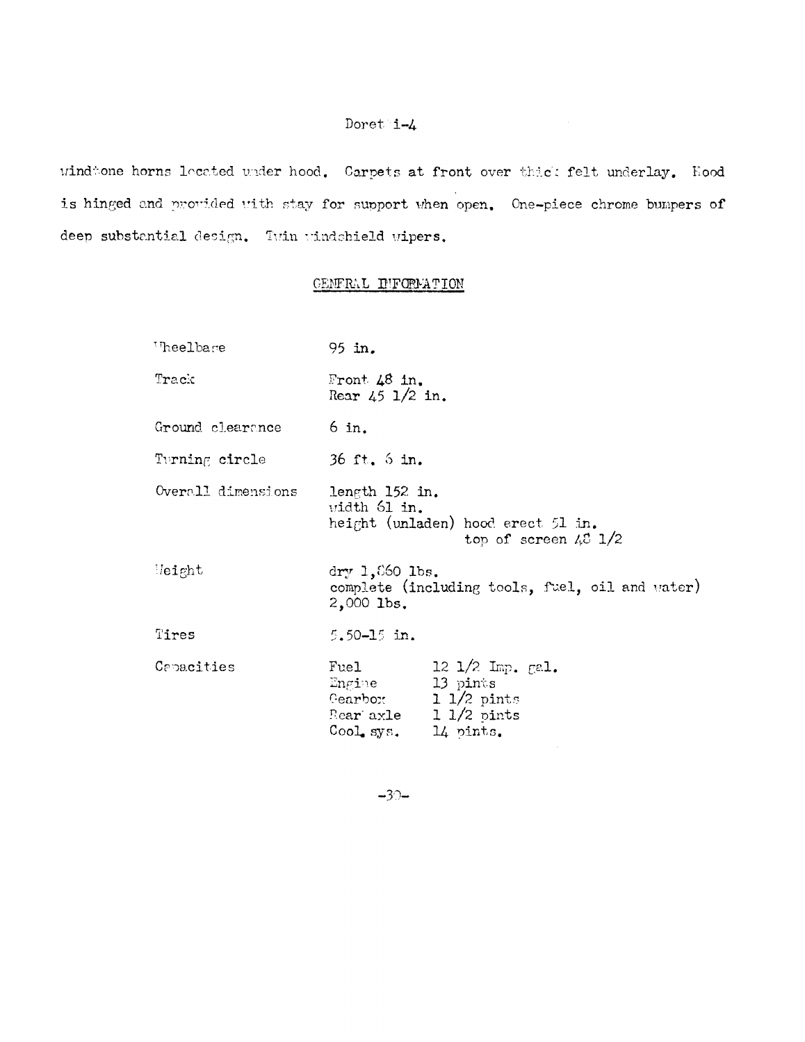Windtone horns located under hood. Carpets at front over thick felt underlay. Hood is hinged and provided with stay for support when open. One-piece chrome bumpers of deep substantial design. Twin windshield wipers.

## GENERAL INFORMATION

| | |
|---|---|
| Wheelbase | 95 in. |
| Track | Front 48 in.<br>Rear 45 1/2 in. |
| Ground clearance | 6 in. |
| Turning circle | 36 ft. 6 in. |
| Overall dimensions | length 152 in.<br>width 61 in.<br>height (unladen) hood erect 51 in.<br>top of screen 48 1/2 |
| Weight | dry 1,860 lbs.<br>complete (including tools, fuel, oil and water) 2,000 lbs. |
| Tires | 5.50-15 in. |
| Capacities | Fuel 12 1/2 Imp. gal.<br>Engine 13 pints<br>Gearbox 1 1/2 pints<br>Rear axle 1 1/2 pints<br>Cool. sys. 14 pints. |